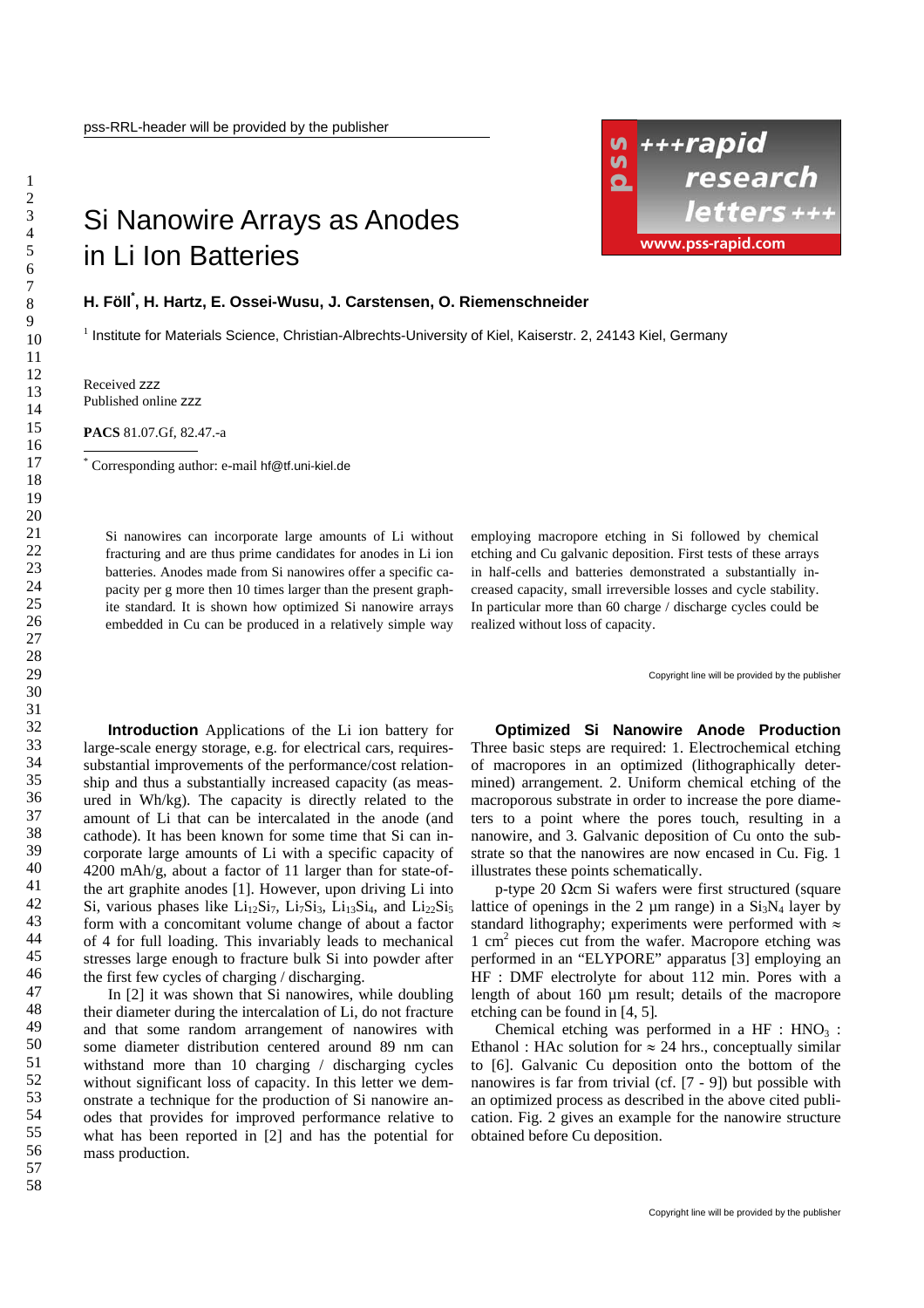# Si Nanowire Arrays as Anodes in Li Ion Batteries

**H. Föll[*], H. Hartz, E. Ossei-Wusu, J. Carstensen, O. Riemenschneider**

[1] Institute for Materials Science, Christian-Albrechts-University of Kiel, Kaiserstr. 2, 24143 Kiel, Germany

Received zzz
Published online zzz

**PACS** 81.07.Gf, 82.47.-a

[*] Corresponding author: e-mail hf@tf.uni-kiel.de

Si nanowires can incorporate large amounts of Li without fracturing and are thus prime candidates for anodes in Li ion batteries. Anodes made from Si nanowires offer a specific capacity per g more then 10 times larger than the present graphite standard. It is shown how optimized Si nanowire arrays embedded in Cu can be produced in a relatively simple way employing macropore etching in Si followed by chemical etching and Cu galvanic deposition. First tests of these arrays in half-cells and batteries demonstrated a substantially increased capacity, small irreversible losses and cycle stability. In particular more than 60 charge / discharge cycles could be realized without loss of capacity.

**Introduction** Applications of the Li ion battery for large-scale energy storage, e.g. for electrical cars, requires substantial improvements of the performance/cost relationship and thus a substantially increased capacity (as measured in Wh/kg). The capacity is directly related to the amount of Li that can be intercalated in the anode (and cathode). It has been known for some time that Si can incorporate large amounts of Li with a specific capacity of 4200 mAh/g, about a factor of 11 larger than for state-of-the art graphite anodes [1]. However, upon driving Li into Si, various phases like $Li_{12}Si_7$, $Li_7Si_3$, $Li_{13}Si_4$, and $Li_{22}Si_5$ form with a concomitant volume change of about a factor of 4 for full loading. This invariably leads to mechanical stresses large enough to fracture bulk Si into powder after the first few cycles of charging / discharging.

In [2] it was shown that Si nanowires, while doubling their diameter during the intercalation of Li, do not fracture and that some random arrangement of nanowires with some diameter distribution centered around 89 nm can withstand more than 10 charging / discharging cycles without significant loss of capacity. In this letter we demonstrate a technique for the production of Si nanowire anodes that provides for improved performance relative to what has been reported in [2] and has the potential for mass production.

**Optimized Si Nanowire Anode Production** Three basic steps are required: 1. Electrochemical etching of macropores in an optimized (lithographically determined) arrangement. 2. Uniform chemical etching of the macroporous substrate in order to increase the pore diameters to a point where the pores touch, resulting in a nanowire, and 3. Galvanic deposition of Cu onto the substrate so that the nanowires are now encased in Cu. Fig. 1 illustrates these points schematically.

p-type 20 Ωcm Si wafers were first structured (square lattice of openings in the 2 µm range) in a $Si_3N_4$ layer by standard lithography; experiments were performed with ≈ 1 $cm^2$ pieces cut from the wafer. Macropore etching was performed in an "ELYPORE" apparatus [3] employing an HF : DMF electrolyte for about 112 min. Pores with a length of about 160 µm result; details of the macropore etching can be found in [4, 5].

Chemical etching was performed in a HF : $HNO_3$ : Ethanol : HAc solution for ≈ 24 hrs., conceptually similar to [6]. Galvanic Cu deposition onto the bottom of the nanowires is far from trivial (cf. [7 - 9]) but possible with an optimized process as described in the above cited publication. Fig. 2 gives an example for the nanowire structure obtained before Cu deposition.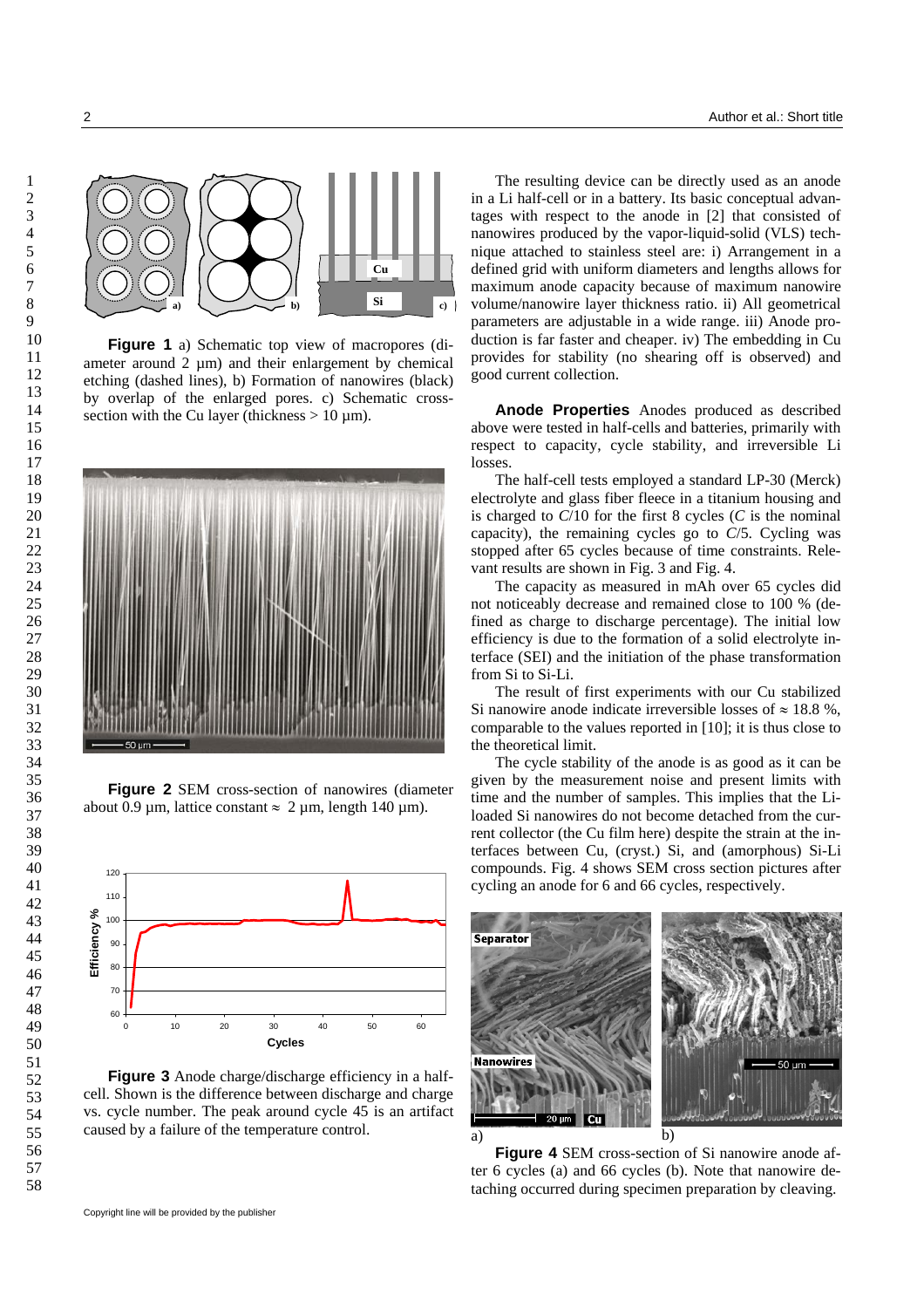**Figure 1** a) Schematic top view of macropores (diameter around 2 µm) and their enlargement by chemical etching (dashed lines), b) Formation of nanowires (black) by overlap of the enlarged pores. c) Schematic cross-section with the Cu layer (thickness > 10 µm).

**Figure 2** SEM cross-section of nanowires (diameter about 0.9 µm, lattice constant ≈ 2 µm, length 140 µm).

**Figure 3** Anode charge/discharge efficiency in a half-cell. Shown is the difference between discharge and charge vs. cycle number. The peak around cycle 45 is an artifact caused by a failure of the temperature control.

The resulting device can be directly used as an anode in a Li half-cell or in a battery. Its basic conceptual advantages with respect to the anode in [2] that consisted of nanowires produced by the vapor-liquid-solid (VLS) technique attached to stainless steel are: i) Arrangement in a defined grid with uniform diameters and lengths allows for maximum anode capacity because of maximum nanowire volume/nanowire layer thickness ratio. ii) All geometrical parameters are adjustable in a wide range. iii) Anode production is far faster and cheaper. iv) The embedding in Cu provides for stability (no shearing off is observed) and good current collection.

**Anode Properties** Anodes produced as described above were tested in half-cells and batteries, primarily with respect to capacity, cycle stability, and irreversible Li losses.

The half-cell tests employed a standard LP-30 (Merck) electrolyte and glass fiber fleece in a titanium housing and is charged to *C*/10 for the first 8 cycles (*C* is the nominal capacity), the remaining cycles go to *C*/5. Cycling was stopped after 65 cycles because of time constraints. Relevant results are shown in Fig. 3 and Fig. 4.

The capacity as measured in mAh over 65 cycles did not noticeably decrease and remained close to 100 % (defined as charge to discharge percentage). The initial low efficiency is due to the formation of a solid electrolyte interface (SEI) and the initiation of the phase transformation from Si to Si-Li.

The result of first experiments with our Cu stabilized Si nanowire anode indicate irreversible losses of ≈ 18.8 %, comparable to the values reported in [10]; it is thus close to the theoretical limit.

The cycle stability of the anode is as good as it can be given by the measurement noise and present limits with time and the number of samples. This implies that the Li-loaded Si nanowires do not become detached from the current collector (the Cu film here) despite the strain at the interfaces between Cu, (cryst.) Si, and (amorphous) Si-Li compounds. Fig. 4 shows SEM cross section pictures after cycling an anode for 6 and 66 cycles, respectively.

**Figure 4** SEM cross-section of Si nanowire anode after 6 cycles (a) and 66 cycles (b). Note that nanowire detaching occurred during specimen preparation by cleaving.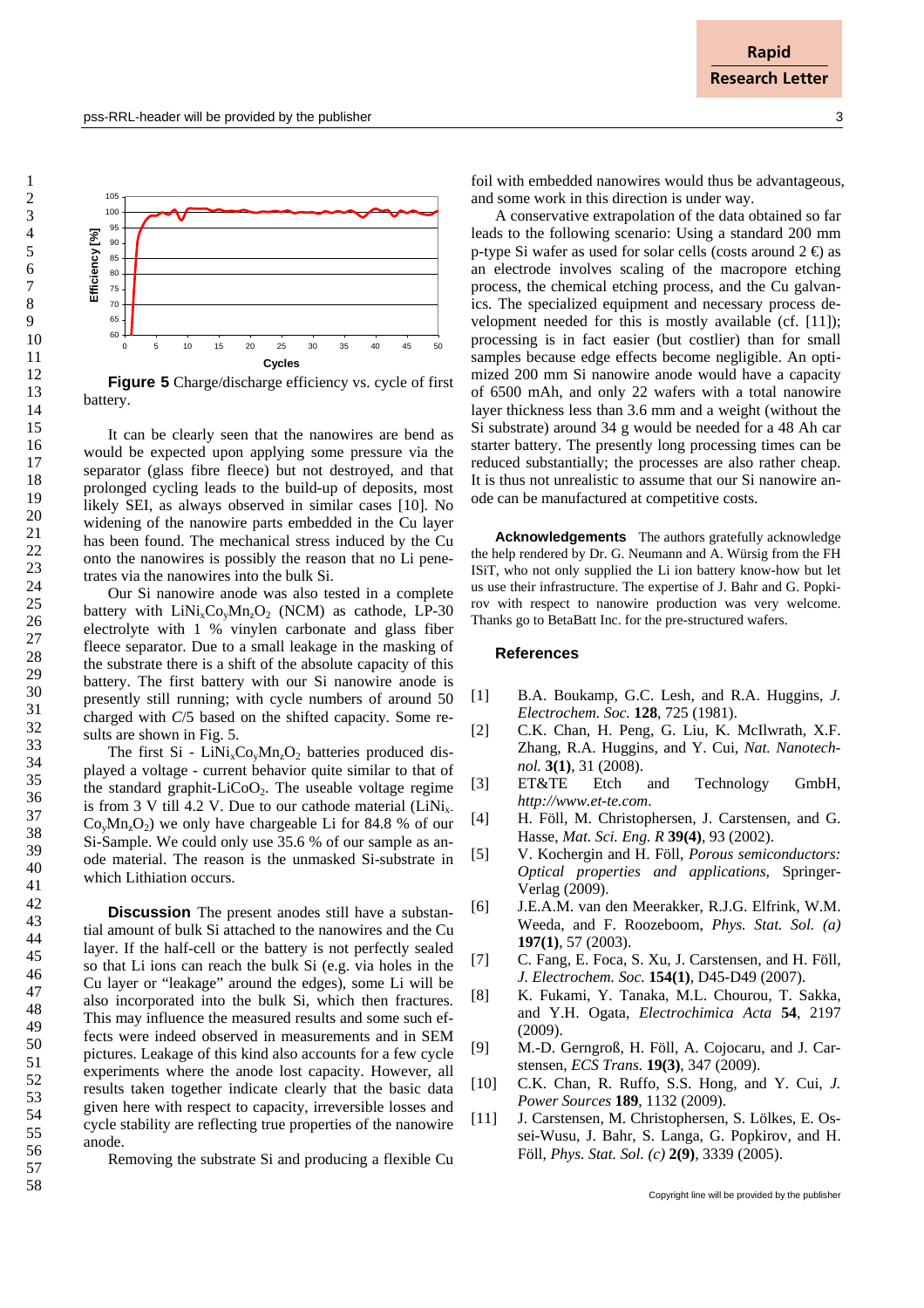105
100
95
90
85
80
75
70
65
60
Efficiency [%]
0 5 10 15 20 25 30 35 40 45 50
Cycles

**Figure 5** Charge/discharge efficiency vs. cycle of first battery.

It can be clearly seen that the nanowires are bend as would be expected upon applying some pressure via the separator (glass fibre fleece) but not destroyed, and that prolonged cycling leads to the build-up of deposits, most likely SEI, as always observed in similar cases [10]. No widening of the nanowire parts embedded in the Cu layer has been found. The mechanical stress induced by the Cu onto the nanowires is possibly the reason that no Li penetrates via the nanowires into the bulk Si.

Our Si nanowire anode was also tested in a complete battery with $LiNi_xCo_yMn_zO_2$ (NCM) as cathode, LP-30 electrolyte with 1 % vinylen carbonate and glass fiber fleece separator. Due to a small leakage in the masking of the substrate there is a shift of the absolute capacity of this battery. The first battery with our Si nanowire anode is presently still running; with cycle numbers of around 50 charged with *C*/5 based on the shifted capacity. Some results are shown in Fig. 5.

The first Si - $LiNi_xCo_yMn_zO_2$ batteries produced displayed a voltage - current behavior quite similar to that of the standard graphit-$LiCoO_2$. The useable voltage regime is from 3 V till 4.2 V. Due to our cathode material ($LiNi_{x-}Co_yMn_zO_2$) we only have chargeable Li for 84.8 % of our Si-Sample. We could only use 35.6 % of our sample as anode material. The reason is the unmasked Si-substrate in which Lithiation occurs.

**Discussion** The present anodes still have a substantial amount of bulk Si attached to the nanowires and the Cu layer. If the half-cell or the battery is not perfectly sealed so that Li ions can reach the bulk Si (e.g. via holes in the Cu layer or "leakage" around the edges), some Li will be also incorporated into the bulk Si, which then fractures. This may influence the measured results and some such effects were indeed observed in measurements and in SEM pictures. Leakage of this kind also accounts for a few cycle experiments where the anode lost capacity. However, all results taken together indicate clearly that the basic data given here with respect to capacity, irreversible losses and cycle stability are reflecting true properties of the nanowire anode.

Removing the substrate Si and producing a flexible Cu foil with embedded nanowires would thus be advantageous, and some work in this direction is under way.

A conservative extrapolation of the data obtained so far leads to the following scenario: Using a standard 200 mm p-type Si wafer as used for solar cells (costs around 2 €) as an electrode involves scaling of the macropore etching process, the chemical etching process, and the Cu galvanics. The specialized equipment and necessary process development needed for this is mostly available (cf. [11]); processing is in fact easier (but costlier) than for small samples because edge effects become negligible. An optimized 200 mm Si nanowire anode would have a capacity of 6500 mAh, and only 22 wafers with a total nanowire layer thickness less than 3.6 mm and a weight (without the Si substrate) around 34 g would be needed for a 48 Ah car starter battery. The presently long processing times can be reduced substantially; the processes are also rather cheap. It is thus not unrealistic to assume that our Si nanowire anode can be manufactured at competitive costs.

**Acknowledgements** The authors gratefully acknowledge the help rendered by Dr. G. Neumann and A. Würsig from the FH ISiT, who not only supplied the Li ion battery know-how but let us use their infrastructure. The expertise of J. Bahr and G. Popkirov with respect to nanowire production was very welcome. Thanks go to BetaBatt Inc. for the pre-structured wafers.

## References

[1] B.A. Boukamp, G.C. Lesh, and R.A. Huggins, *J. Electrochem. Soc.* **128**, 725 (1981).

[2] C.K. Chan, H. Peng, G. Liu, K. McIlwrath, X.F. Zhang, R.A. Huggins, and Y. Cui, *Nat. Nanotechnol.* **3(1)**, 31 (2008).

[3] ET&TE Etch and Technology GmbH, *http://www.et-te.com*.

[4] H. Föll, M. Christophersen, J. Carstensen, and G. Hasse, *Mat. Sci. Eng. R* **39(4)**, 93 (2002).

[5] V. Kochergin and H. Föll, *Porous semiconductors: Optical properties and applications*, Springer-Verlag (2009).

[6] J.E.A.M. van den Meerakker, R.J.G. Elfrink, W.M. Weeda, and F. Roozeboom, *Phys. Stat. Sol. (a)* **197(1)**, 57 (2003).

[7] C. Fang, E. Foca, S. Xu, J. Carstensen, and H. Föll, *J. Electrochem. Soc.* **154(1)**, D45-D49 (2007).

[8] K. Fukami, Y. Tanaka, M.L. Chourou, T. Sakka, and Y.H. Ogata, *Electrochimica Acta* **54**, 2197 (2009).

[9] M.-D. Gerngroß, H. Föll, A. Cojocaru, and J. Carstensen, *ECS Trans.* **19(3)**, 347 (2009).

[10] C.K. Chan, R. Ruffo, S.S. Hong, and Y. Cui, *J. Power Sources* **189**, 1132 (2009).

[11] J. Carstensen, M. Christophersen, S. Lölkes, E. Ossei-Wusu, J. Bahr, S. Langa, G. Popkirov, and H. Föll, *Phys. Stat. Sol. (c)* **2(9)**, 3339 (2005).